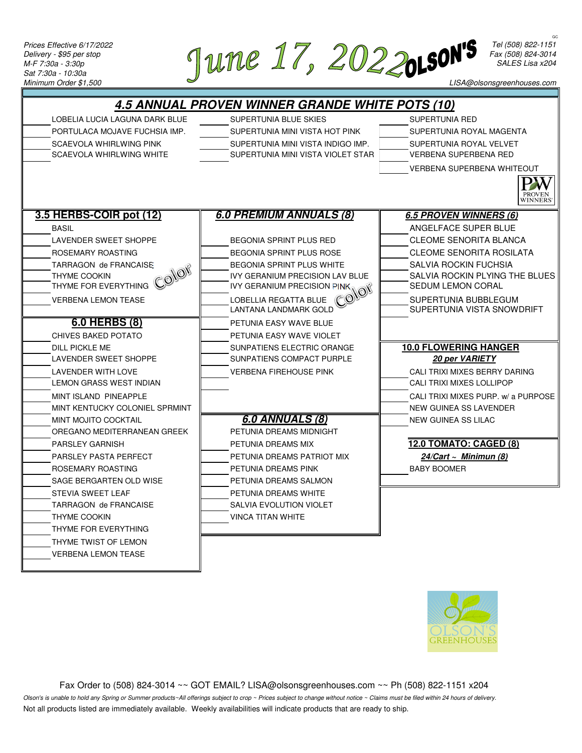Prices Effective 6/17/2022
Delivery - $95 per stop
M-F 7:30a - 3:30p
Sat 7:30a - 10:30a
Minimum Order $1,500

# June 17, 2022 OLSON'S

Tel (508) 822-1151
Fax (508) 824-3014
SALES Lisa x204
LISA@olsonsgreenhouses.com

## 4.5 ANNUAL PROVEN WINNER GRANDE WHITE POTS (10)

- LOBELIA LUCIA LAGUNA DARK BLUE
- PORTULACA MOJAVE FUCHSIA IMP.
- SCAEVOLA WHIRLWING PINK
- SCAEVOLA WHIRLWING WHITE
- SUPERTUNIA BLUE SKIES
- SUPERTUNIA MINI VISTA HOT PINK
- SUPERTUNIA MINI VISTA INDIGO IMP.
- SUPERTUNIA MINI VISTA VIOLET STAR
- SUPERTUNIA RED
- SUPERTUNIA ROYAL MAGENTA
- SUPERTUNIA ROYAL VELVET
- VERBENA SUPERBENA RED
- VERBENA SUPERBENA WHITEOUT

## 3.5 HERBS-COIR pot (12)

*Color*

- BASIL
- LAVENDER SWEET SHOPPE
- ROSEMARY ROASTING
- TARRAGON de FRANCAISE
- THYME COOKIN
- THYME FOR EVERYTHING
- VERBENA LEMON TEASE

## 6.0 HERBS (8)

- CHIVES BAKED POTATO
- DILL PICKLE ME
- LAVENDER SWEET SHOPPE
- LAVENDER WITH LOVE
- LEMON GRASS WEST INDIAN
- MINT ISLAND PINEAPPLE
- MINT KENTUCKY COLONIEL SPRMINT
- MINT MOJITO COCKTAIL
- OREGANO MEDITERRANEAN GREEK
- PARSLEY GARNISH
- PARSLEY PASTA PERFECT
- ROSEMARY ROASTING
- SAGE BERGARTEN OLD WISE
- STEVIA SWEET LEAF
- TARRAGON de FRANCAISE
- THYME COOKIN
- THYME FOR EVERYTHING
- THYME TWIST OF LEMON
- VERBENA LEMON TEASE

## 6.0 PREMIUM ANNUALS (8)

*Color*

- BEGONIA SPRINT PLUS RED
- BEGONIA SPRINT PLUS ROSE
- BEGONIA SPRINT PLUS WHITE
- IVY GERANIUM PRECISION LAV BLUE
- IVY GERANIUM PRECISION PINK
- LOBELLIA REGATTA BLUE
- LANTANA LANDMARK GOLD
- PETUNIA EASY WAVE BLUE
- PETUNIA EASY WAVE VIOLET
- SUNPATIENS ELECTRIC ORANGE
- SUNPATIENS COMPACT PURPLE
- VERBENA FIREHOUSE PINK

## 6.0 ANNUALS (8)

- PETUNIA DREAMS MIDNIGHT
- PETUNIA DREAMS MIX
- PETUNIA DREAMS PATRIOT MIX
- PETUNIA DREAMS PINK
- PETUNIA DREAMS SALMON
- PETUNIA DREAMS WHITE
- SALVIA EVOLUTION VIOLET
- VINCA TITAN WHITE

## 6.5 PROVEN WINNERS (6)

- ANGELFACE SUPER BLUE
- CLEOME SENORITA BLANCA
- CLEOME SENORITA ROSILATA
- SALVIA ROCKIN FUCHSIA
- SALVIA ROCKIN PLYING THE BLUES
- SEDUM LEMON CORAL
- SUPERTUNIA BUBBLEGUM
- SUPERTUNIA VISTA SNOWDRIFT

## 10.0 FLOWERING HANGER

***20 per VARIETY***

- CALI TRIXI MIXES BERRY DARING
- CALI TRIXI MIXES LOLLIPOP
- CALI TRIXI MIXES PURP. w/ a PURPOSE
- NEW GUINEA SS LAVENDER
- NEW GUINEA SS LILAC

## 12.0 TOMATO: CAGED (8)

***24/Cart ~ Minimun (8)***

- BABY BOOMER

Fax Order to (508) 824-3014 ~~ GOT EMAIL? LISA@olsonsgreenhouses.com ~~ Ph (508) 822-1151 x204

*Olson's is unable to hold any Spring or Summer products~All offerings subject to crop ~ Prices subject to change without notice ~ Claims must be filed within 24 hours of delivery.*

Not all products listed are immediately available. Weekly availabilities will indicate products that are ready to ship.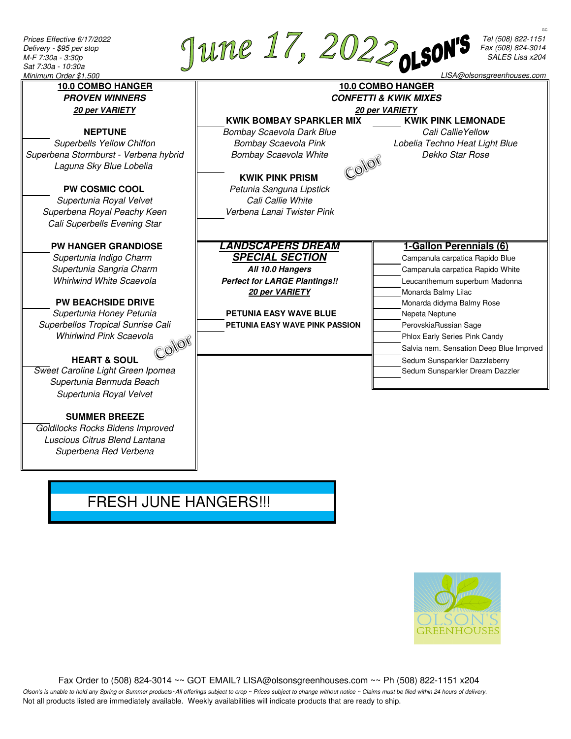Prices Effective 6/17/2022
Delivery - $95 per stop
M-F 7:30a - 3:30p
Sat 7:30a - 10:30a
Minimum Order $1,500

# June 17, 2022 OLSON'S

Tel (508) 822-1151
Fax (508) 824-3014
SALES Lisa x204
LISA@olsonsgreenhouses.com

## 10.0 COMBO HANGER

***PROVEN WINNERS***

***20 per VARIETY***

**NEPTUNE**
- *Superbells Yellow Chiffon*
- *Superbena Stormburst - Verbena hybrid*
- *Laguna Sky Blue Lobelia*

**PW COSMIC COOL**
- *Supertunia Royal Velvet*
- *Superbena Royal Peachy Keen*
- *Cali Superbells Evening Star*

**PW HANGER GRANDIOSE**
- *Supertunia Indigo Charm*
- *Supertunia Sangria Charm*
- *Whirlwind White Scaevola*

**PW BEACHSIDE DRIVE**
- *Supertunia Honey Petunia*
- *Superbellos Tropical Sunrise Cali*
- *Whirlwind Pink Scaevola*

Color

**HEART & SOUL**
- *Sweet Caroline Light Green Ipomea*
- *Supertunia Bermuda Beach*
- *Supertunia Royal Velvet*

**SUMMER BREEZE**
- *Goldilocks Rocks Bidens Improved*
- *Luscious Citrus Blend Lantana*
- *Superbena Red Verbena*

## 10.0 COMBO HANGER

***CONFETTI & KWIK MIXES***

***20 per VARIETY***

**KWIK BOMBAY SPARKLER MIX**
- *Bombay Scaevola Dark Blue*
- *Bombay Scaevola Pink*
- *Bombay Scaevola White*

**KWIK PINK LEMONADE**
- *Cali CallieYellow*
- *Lobelia Techno Heat Light Blue*
- *Dekko Star Rose*

Color

**KWIK PINK PRISM**
- *Petunia Sanguna Lipstick*
- *Cali Callie White*
- *Verbena Lanai Twister Pink*

## LANDSCAPERS DREAM SPECIAL SECTION

***All 10.0 Hangers***

***Perfect for LARGE Plantings!!***

***20 per VARIETY***

**PETUNIA EASY WAVE BLUE**

**PETUNIA EASY WAVE PINK PASSION**

## 1-Gallon Perennials (6)

- Campanula carpatica Rapido Blue
- Campanula carpatica Rapido White
- Leucanthemum superbum Madonna
- Monarda Balmy Lilac
- Monarda didyma Balmy Rose
- Nepeta Neptune
- PerovskiaRussian Sage
- Phlox Early Series Pink Candy
- Salvia nem. Sensation Deep Blue Imprved
- Sedum Sunsparkler Dazzleberry
- Sedum Sunsparkler Dream Dazzler

## FRESH JUNE HANGERS!!!

OLSON'S GREENHOUSES

Fax Order to (508) 824-3014 ~~ GOT EMAIL? LISA@olsonsgreenhouses.com ~~ Ph (508) 822-1151 x204

*Olson's is unable to hold any Spring or Summer products~All offerings subject to crop ~ Prices subject to change without notice ~ Claims must be filed within 24 hours of delivery.*

Not all products listed are immediately available. Weekly availabilities will indicate products that are ready to ship.